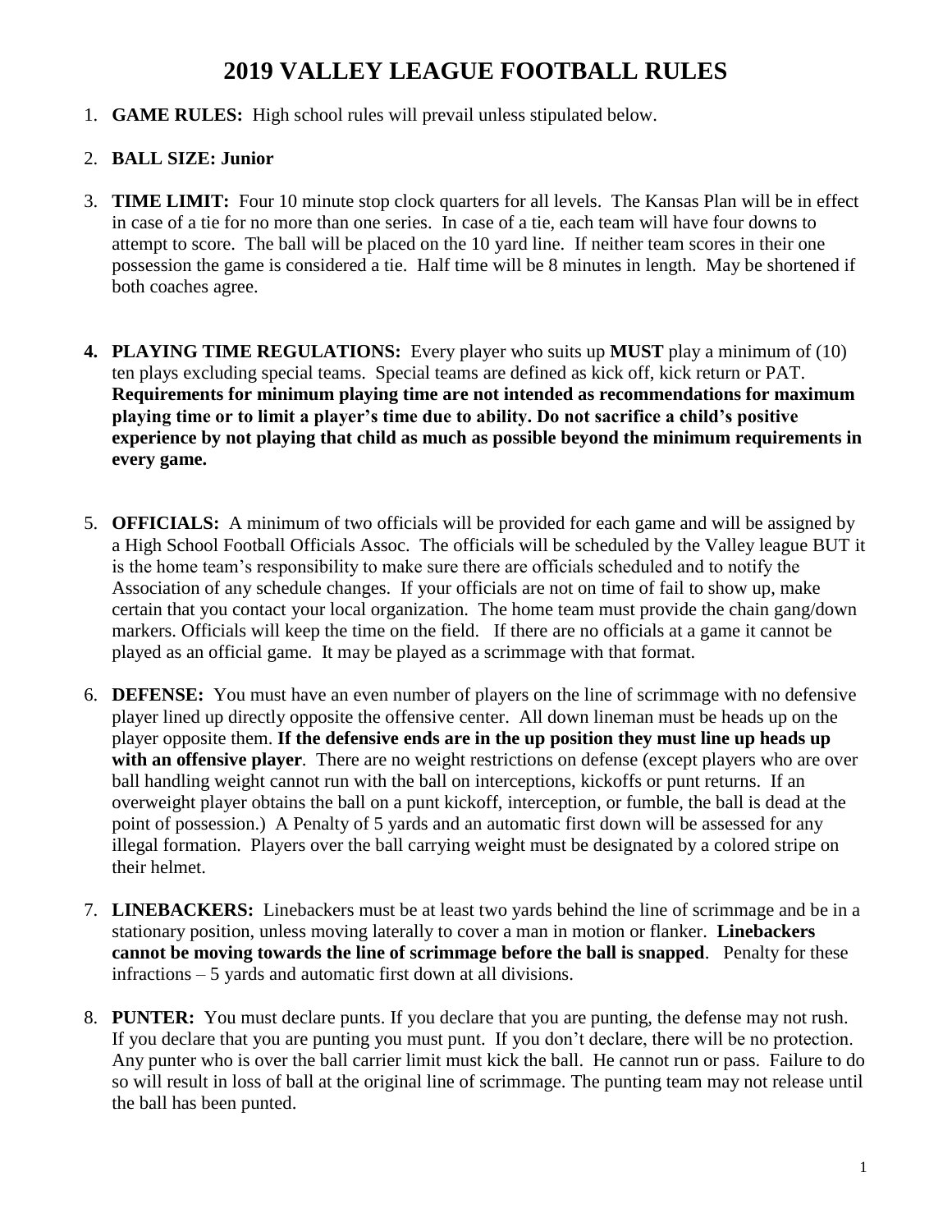# 2019 VALLEY LEAGUE FOOTBALL RULES

1. **GAME RULES:** High school rules will prevail unless stipulated below.

2. **BALL SIZE: Junior**

3. **TIME LIMIT:** Four 10 minute stop clock quarters for all levels. The Kansas Plan will be in effect in case of a tie for no more than one series. In case of a tie, each team will have four downs to attempt to score. The ball will be placed on the 10 yard line. If neither team scores in their one possession the game is considered a tie. Half time will be 8 minutes in length. May be shortened if both coaches agree.

4. **PLAYING TIME REGULATIONS:** Every player who suits up **MUST** play a minimum of (10) ten plays excluding special teams. Special teams are defined as kick off, kick return or PAT. **Requirements for minimum playing time are not intended as recommendations for maximum playing time or to limit a player's time due to ability. Do not sacrifice a child's positive experience by not playing that child as much as possible beyond the minimum requirements in every game.**

5. **OFFICIALS:** A minimum of two officials will be provided for each game and will be assigned by a High School Football Officials Assoc. The officials will be scheduled by the Valley league BUT it is the home team's responsibility to make sure there are officials scheduled and to notify the Association of any schedule changes. If your officials are not on time of fail to show up, make certain that you contact your local organization. The home team must provide the chain gang/down markers. Officials will keep the time on the field. If there are no officials at a game it cannot be played as an official game. It may be played as a scrimmage with that format.

6. **DEFENSE:** You must have an even number of players on the line of scrimmage with no defensive player lined up directly opposite the offensive center. All down lineman must be heads up on the player opposite them. **If the defensive ends are in the up position they must line up heads up with an offensive player**. There are no weight restrictions on defense (except players who are over ball handling weight cannot run with the ball on interceptions, kickoffs or punt returns. If an overweight player obtains the ball on a punt kickoff, interception, or fumble, the ball is dead at the point of possession.) A Penalty of 5 yards and an automatic first down will be assessed for any illegal formation. Players over the ball carrying weight must be designated by a colored stripe on their helmet.

7. **LINEBACKERS:** Linebackers must be at least two yards behind the line of scrimmage and be in a stationary position, unless moving laterally to cover a man in motion or flanker. **Linebackers cannot be moving towards the line of scrimmage before the ball is snapped**. Penalty for these infractions – 5 yards and automatic first down at all divisions.

8. **PUNTER:** You must declare punts. If you declare that you are punting, the defense may not rush. If you declare that you are punting you must punt. If you don't declare, there will be no protection. Any punter who is over the ball carrier limit must kick the ball. He cannot run or pass. Failure to do so will result in loss of ball at the original line of scrimmage. The punting team may not release until the ball has been punted.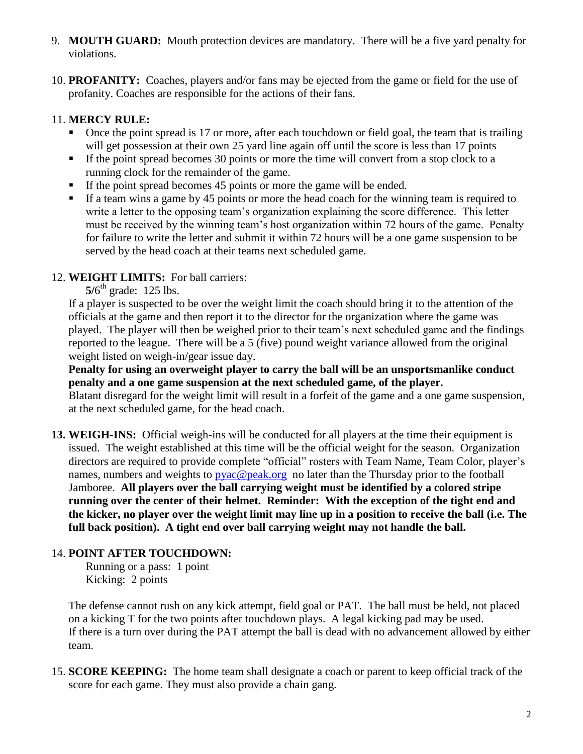9. **MOUTH GUARD:** Mouth protection devices are mandatory. There will be a five yard penalty for violations.

10. **PROFANITY:** Coaches, players and/or fans may be ejected from the game or field for the use of profanity. Coaches are responsible for the actions of their fans.

11. **MERCY RULE:**
    - Once the point spread is 17 or more, after each touchdown or field goal, the team that is trailing will get possession at their own 25 yard line again off until the score is less than 17 points
    - If the point spread becomes 30 points or more the time will convert from a stop clock to a running clock for the remainder of the game.
    - If the point spread becomes 45 points or more the game will be ended.
    - If a team wins a game by 45 points or more the head coach for the winning team is required to write a letter to the opposing team's organization explaining the score difference. This letter must be received by the winning team's host organization within 72 hours of the game. Penalty for failure to write the letter and submit it within 72 hours will be a one game suspension to be served by the head coach at their teams next scheduled game.

12. **WEIGHT LIMITS:** For ball carriers:

    **5**/6th grade: 125 lbs.

    If a player is suspected to be over the weight limit the coach should bring it to the attention of the officials at the game and then report it to the director for the organization where the game was played. The player will then be weighed prior to their team's next scheduled game and the findings reported to the league. There will be a 5 (five) pound weight variance allowed from the original weight listed on weigh-in/gear issue day.

    **Penalty for using an overweight player to carry the ball will be an unsportsmanlike conduct penalty and a one game suspension at the next scheduled game, of the player.**

    Blatant disregard for the weight limit will result in a forfeit of the game and a one game suspension, at the next scheduled game, for the head coach.

13. **WEIGH-INS:** Official weigh-ins will be conducted for all players at the time their equipment is issued. The weight established at this time will be the official weight for the season. Organization directors are required to provide complete "official" rosters with Team Name, Team Color, player's names, numbers and weights to pyac@peak.org no later than the Thursday prior to the football Jamboree. **All players over the ball carrying weight must be identified by a colored stripe running over the center of their helmet. Reminder: With the exception of the tight end and the kicker, no player over the weight limit may line up in a position to receive the ball (i.e. The full back position). A tight end over ball carrying weight may not handle the ball.**

14. **POINT AFTER TOUCHDOWN:**

    Running or a pass: 1 point
    Kicking: 2 points

    The defense cannot rush on any kick attempt, field goal or PAT. The ball must be held, not placed on a kicking T for the two points after touchdown plays. A legal kicking pad may be used. If there is a turn over during the PAT attempt the ball is dead with no advancement allowed by either team.

15. **SCORE KEEPING:** The home team shall designate a coach or parent to keep official track of the score for each game. They must also provide a chain gang.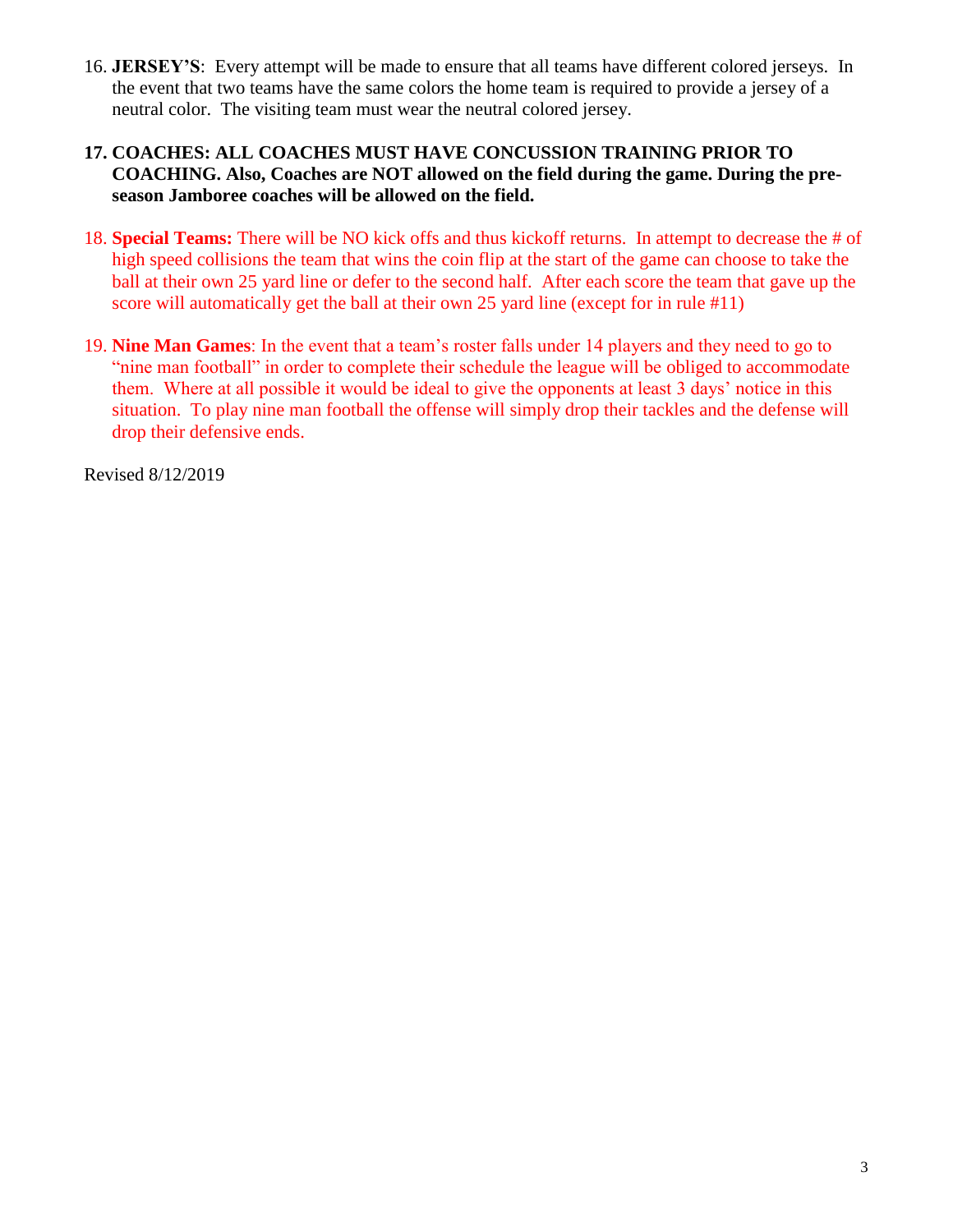16. **JERSEY'S**: Every attempt will be made to ensure that all teams have different colored jerseys. In the event that two teams have the same colors the home team is required to provide a jersey of a neutral color. The visiting team must wear the neutral colored jersey.

17. **COACHES: ALL COACHES MUST HAVE CONCUSSION TRAINING PRIOR TO COACHING. Also, Coaches are NOT allowed on the field during the game. During the pre-season Jamboree coaches will be allowed on the field.**

18. **Special Teams:** There will be NO kick offs and thus kickoff returns. In attempt to decrease the # of high speed collisions the team that wins the coin flip at the start of the game can choose to take the ball at their own 25 yard line or defer to the second half. After each score the team that gave up the score will automatically get the ball at their own 25 yard line (except for in rule #11)

19. **Nine Man Games**: In the event that a team's roster falls under 14 players and they need to go to "nine man football" in order to complete their schedule the league will be obliged to accommodate them. Where at all possible it would be ideal to give the opponents at least 3 days' notice in this situation. To play nine man football the offense will simply drop their tackles and the defense will drop their defensive ends.

Revised 8/12/2019